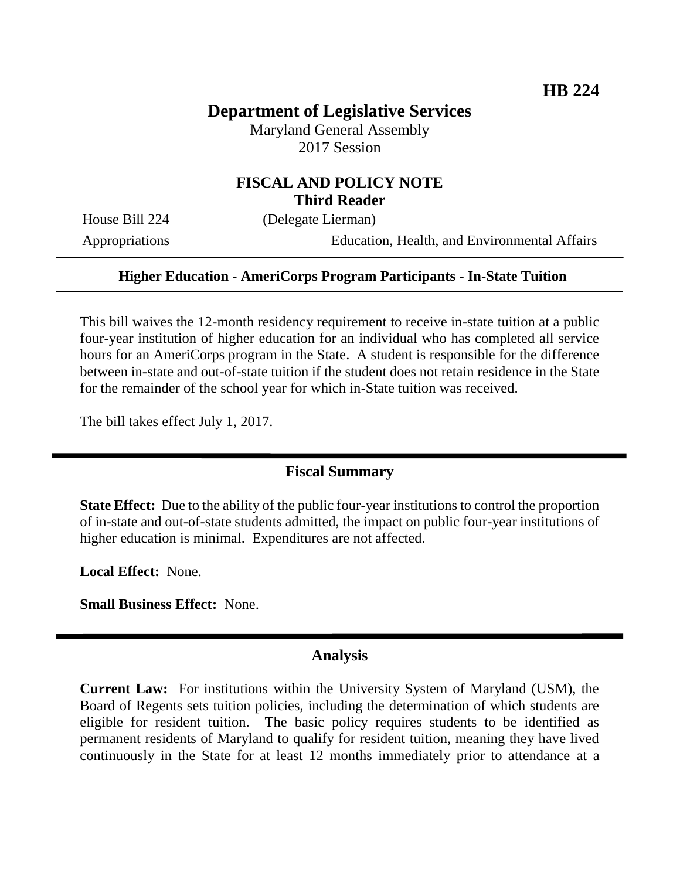**HB 224**

# Department of Legislative Services

Maryland General Assembly
2017 Session

## FISCAL AND POLICY NOTE
**Third Reader**

House Bill 224 (Delegate Lierman)
Appropriations Education, Health, and Environmental Affairs

---

**Higher Education - AmeriCorps Program Participants - In-State Tuition**

---

This bill waives the 12-month residency requirement to receive in-state tuition at a public four-year institution of higher education for an individual who has completed all service hours for an AmeriCorps program in the State. A student is responsible for the difference between in-state and out-of-state tuition if the student does not retain residence in the State for the remainder of the school year for which in-State tuition was received.

The bill takes effect July 1, 2017.

---

## Fiscal Summary

**State Effect:** Due to the ability of the public four-year institutions to control the proportion of in-state and out-of-state students admitted, the impact on public four-year institutions of higher education is minimal. Expenditures are not affected.

**Local Effect:** None.

**Small Business Effect:** None.

---

## Analysis

**Current Law:** For institutions within the University System of Maryland (USM), the Board of Regents sets tuition policies, including the determination of which students are eligible for resident tuition. The basic policy requires students to be identified as permanent residents of Maryland to qualify for resident tuition, meaning they have lived continuously in the State for at least 12 months immediately prior to attendance at a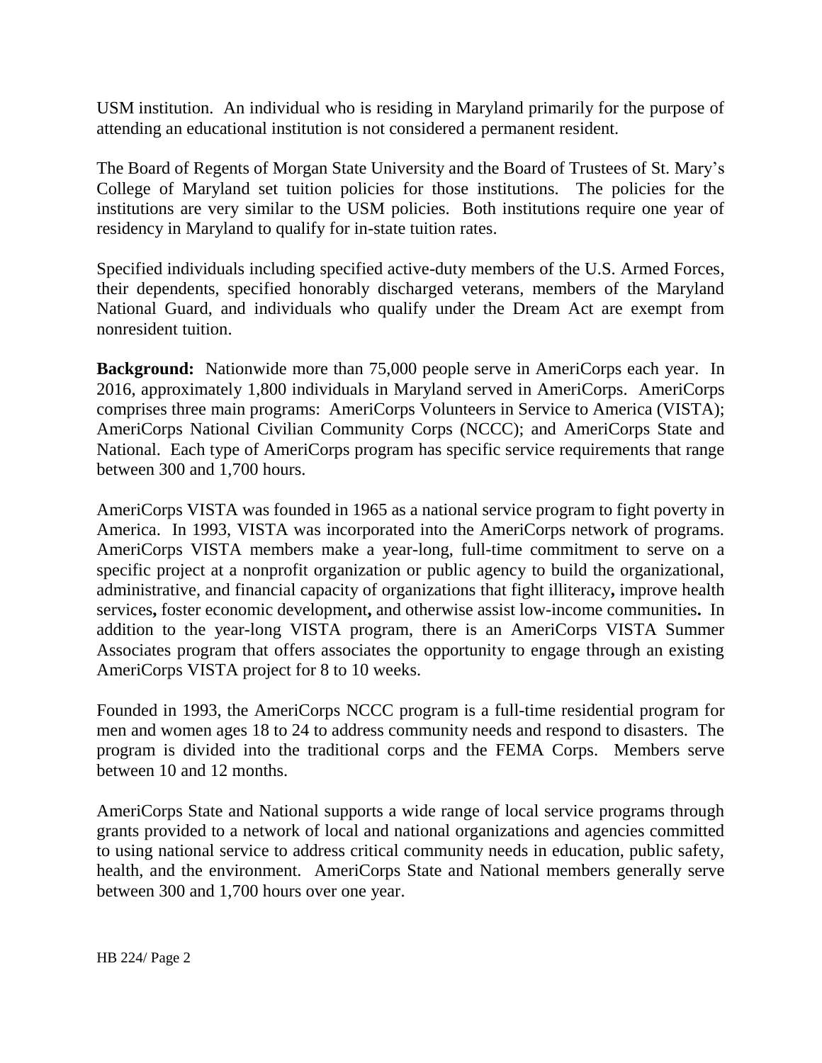USM institution. An individual who is residing in Maryland primarily for the purpose of attending an educational institution is not considered a permanent resident.

The Board of Regents of Morgan State University and the Board of Trustees of St. Mary's College of Maryland set tuition policies for those institutions. The policies for the institutions are very similar to the USM policies. Both institutions require one year of residency in Maryland to qualify for in-state tuition rates.

Specified individuals including specified active-duty members of the U.S. Armed Forces, their dependents, specified honorably discharged veterans, members of the Maryland National Guard, and individuals who qualify under the Dream Act are exempt from nonresident tuition.

**Background:** Nationwide more than 75,000 people serve in AmeriCorps each year. In 2016, approximately 1,800 individuals in Maryland served in AmeriCorps. AmeriCorps comprises three main programs: AmeriCorps Volunteers in Service to America (VISTA); AmeriCorps National Civilian Community Corps (NCCC); and AmeriCorps State and National. Each type of AmeriCorps program has specific service requirements that range between 300 and 1,700 hours.

AmeriCorps VISTA was founded in 1965 as a national service program to fight poverty in America. In 1993, VISTA was incorporated into the AmeriCorps network of programs. AmeriCorps VISTA members make a year-long, full-time commitment to serve on a specific project at a nonprofit organization or public agency to build the organizational, administrative, and financial capacity of organizations that fight illiteracy, improve health services, foster economic development, and otherwise assist low-income communities. In addition to the year-long VISTA program, there is an AmeriCorps VISTA Summer Associates program that offers associates the opportunity to engage through an existing AmeriCorps VISTA project for 8 to 10 weeks.

Founded in 1993, the AmeriCorps NCCC program is a full-time residential program for men and women ages 18 to 24 to address community needs and respond to disasters. The program is divided into the traditional corps and the FEMA Corps. Members serve between 10 and 12 months.

AmeriCorps State and National supports a wide range of local service programs through grants provided to a network of local and national organizations and agencies committed to using national service to address critical community needs in education, public safety, health, and the environment. AmeriCorps State and National members generally serve between 300 and 1,700 hours over one year.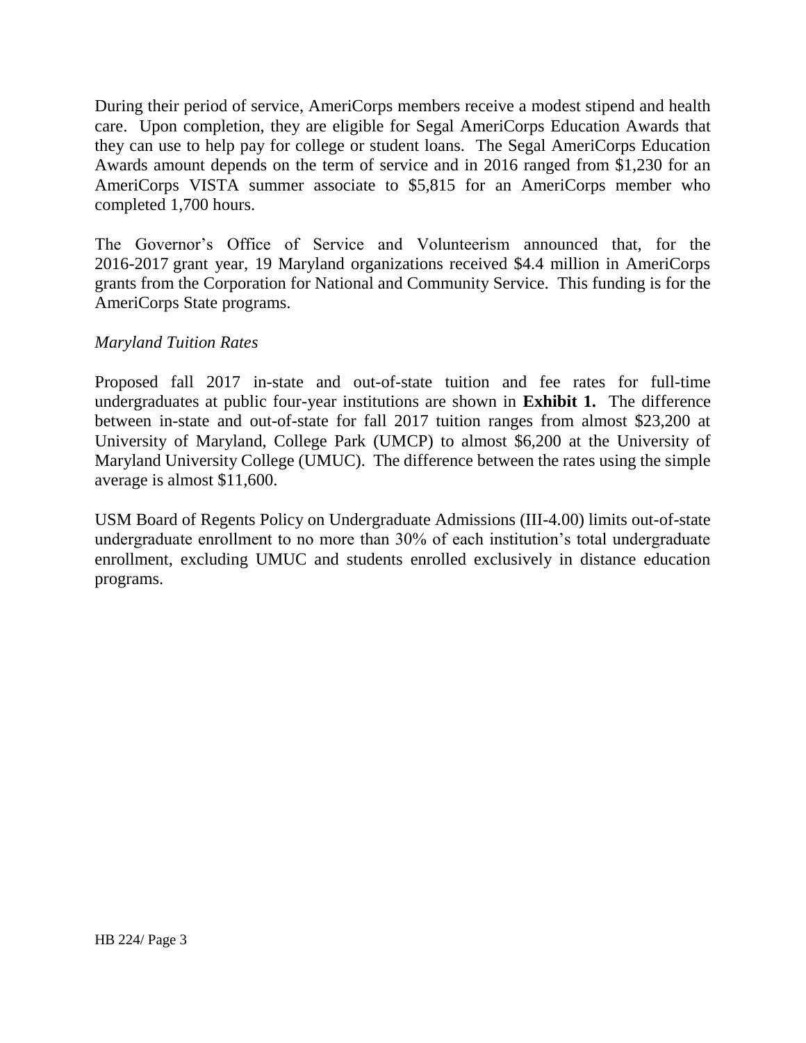During their period of service, AmeriCorps members receive a modest stipend and health care. Upon completion, they are eligible for Segal AmeriCorps Education Awards that they can use to help pay for college or student loans. The Segal AmeriCorps Education Awards amount depends on the term of service and in 2016 ranged from $1,230 for an AmeriCorps VISTA summer associate to $5,815 for an AmeriCorps member who completed 1,700 hours.

The Governor's Office of Service and Volunteerism announced that, for the 2016-2017 grant year, 19 Maryland organizations received $4.4 million in AmeriCorps grants from the Corporation for National and Community Service. This funding is for the AmeriCorps State programs.

*Maryland Tuition Rates*

Proposed fall 2017 in-state and out-of-state tuition and fee rates for full-time undergraduates at public four-year institutions are shown in **Exhibit 1.** The difference between in-state and out-of-state for fall 2017 tuition ranges from almost $23,200 at University of Maryland, College Park (UMCP) to almost $6,200 at the University of Maryland University College (UMUC). The difference between the rates using the simple average is almost $11,600.

USM Board of Regents Policy on Undergraduate Admissions (III-4.00) limits out-of-state undergraduate enrollment to no more than 30% of each institution's total undergraduate enrollment, excluding UMUC and students enrolled exclusively in distance education programs.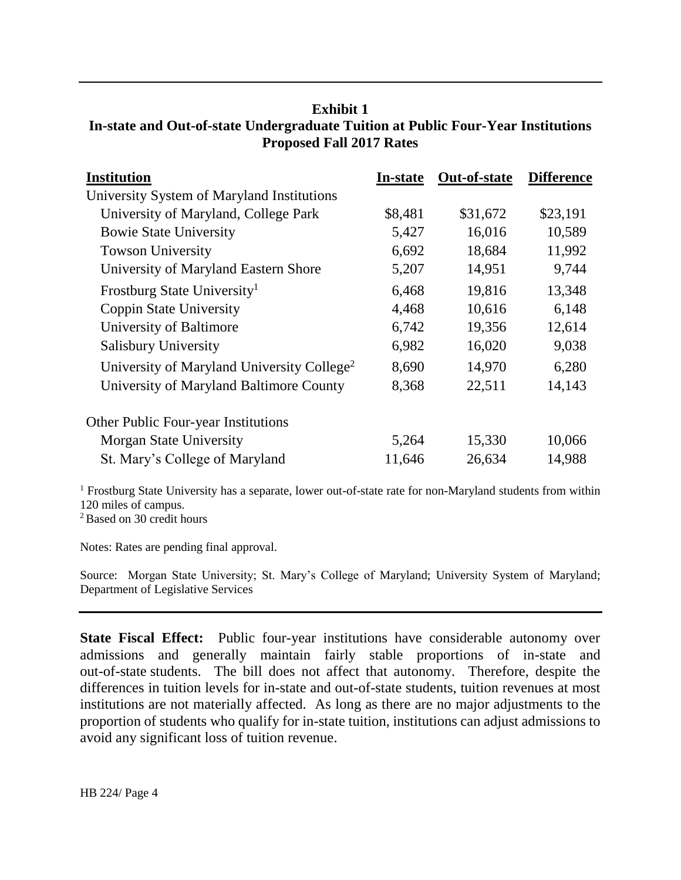**Exhibit 1**
**In-state and Out-of-state Undergraduate Tuition at Public Four-Year Institutions**
**Proposed Fall 2017 Rates**

| Institution | In-state | Out-of-state | Difference |
|---|---|---|---|
| University System of Maryland Institutions | | | |
| University of Maryland, College Park | $8,481 | $31,672 | $23,191 |
| Bowie State University | 5,427 | 16,016 | 10,589 |
| Towson University | 6,692 | 18,684 | 11,992 |
| University of Maryland Eastern Shore | 5,207 | 14,951 | 9,744 |
| Frostburg State University[1] | 6,468 | 19,816 | 13,348 |
| Coppin State University | 4,468 | 10,616 | 6,148 |
| University of Baltimore | 6,742 | 19,356 | 12,614 |
| Salisbury University | 6,982 | 16,020 | 9,038 |
| University of Maryland University College[2] | 8,690 | 14,970 | 6,280 |
| University of Maryland Baltimore County | 8,368 | 22,511 | 14,143 |
| Other Public Four-year Institutions | | | |
| Morgan State University | 5,264 | 15,330 | 10,066 |
| St. Mary's College of Maryland | 11,646 | 26,634 | 14,988 |

[1] Frostburg State University has a separate, lower out-of-state rate for non-Maryland students from within 120 miles of campus.
[2] Based on 30 credit hours

Notes: Rates are pending final approval.

Source: Morgan State University; St. Mary's College of Maryland; University System of Maryland; Department of Legislative Services

**State Fiscal Effect:** Public four-year institutions have considerable autonomy over admissions and generally maintain fairly stable proportions of in-state and out-of-state students. The bill does not affect that autonomy. Therefore, despite the differences in tuition levels for in-state and out-of-state students, tuition revenues at most institutions are not materially affected. As long as there are no major adjustments to the proportion of students who qualify for in-state tuition, institutions can adjust admissions to avoid any significant loss of tuition revenue.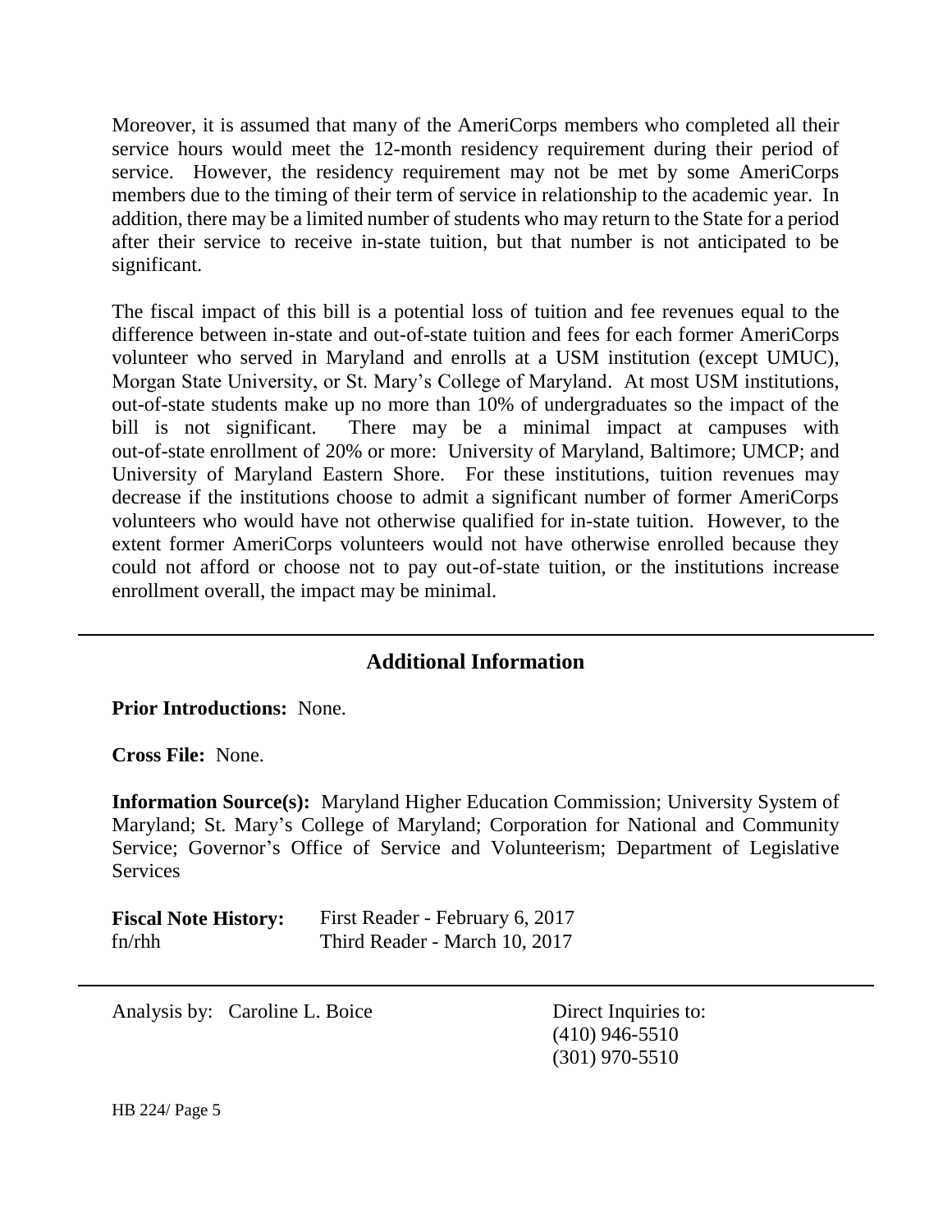Moreover, it is assumed that many of the AmeriCorps members who completed all their service hours would meet the 12-month residency requirement during their period of service. However, the residency requirement may not be met by some AmeriCorps members due to the timing of their term of service in relationship to the academic year. In addition, there may be a limited number of students who may return to the State for a period after their service to receive in-state tuition, but that number is not anticipated to be significant.

The fiscal impact of this bill is a potential loss of tuition and fee revenues equal to the difference between in-state and out-of-state tuition and fees for each former AmeriCorps volunteer who served in Maryland and enrolls at a USM institution (except UMUC), Morgan State University, or St. Mary's College of Maryland. At most USM institutions, out-of-state students make up no more than 10% of undergraduates so the impact of the bill is not significant. There may be a minimal impact at campuses with out-of-state enrollment of 20% or more: University of Maryland, Baltimore; UMCP; and University of Maryland Eastern Shore. For these institutions, tuition revenues may decrease if the institutions choose to admit a significant number of former AmeriCorps volunteers who would have not otherwise qualified for in-state tuition. However, to the extent former AmeriCorps volunteers would not have otherwise enrolled because they could not afford or choose not to pay out-of-state tuition, or the institutions increase enrollment overall, the impact may be minimal.

## Additional Information

**Prior Introductions:** None.

**Cross File:** None.

**Information Source(s):** Maryland Higher Education Commission; University System of Maryland; St. Mary's College of Maryland; Corporation for National and Community Service; Governor's Office of Service and Volunteerism; Department of Legislative Services

**Fiscal Note History:** First Reader - February 6, 2017
fn/rhh Third Reader - March 10, 2017

Analysis by: Caroline L. Boice

Direct Inquiries to:
(410) 946-5510
(301) 970-5510